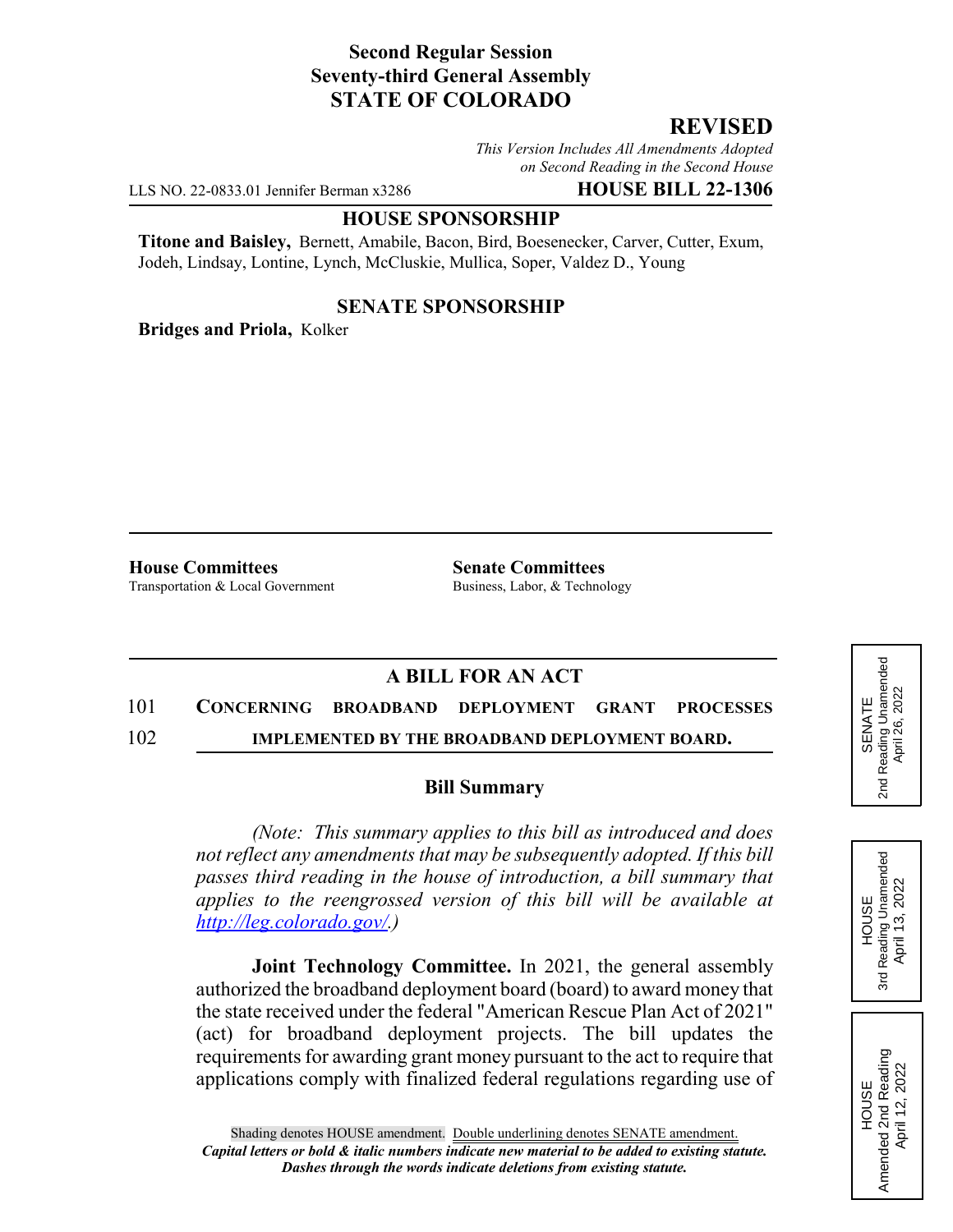**Second Regular Session**
**Seventy-third General Assembly**
**STATE OF COLORADO**

**REVISED**

*This Version Includes All Amendments Adopted on Second Reading in the Second House*

LLS NO. 22-0833.01 Jennifer Berman x3286 **HOUSE BILL 22-1306**

**HOUSE SPONSORSHIP**

**Titone and Baisley,** Bernett, Amabile, Bacon, Bird, Boesenecker, Carver, Cutter, Exum, Jodeh, Lindsay, Lontine, Lynch, McCluskie, Mullica, Soper, Valdez D., Young

**SENATE SPONSORSHIP**

**Bridges and Priola,** Kolker

**House Committees**
Transportation & Local Government

**Senate Committees**
Business, Labor, & Technology

SENATE 2nd Reading Unamended April 26, 2022

HOUSE 3rd Reading Unamended April 13, 2022

HOUSE Amended 2nd Reading April 12, 2022

**A BILL FOR AN ACT**

101 **CONCERNING BROADBAND DEPLOYMENT GRANT PROCESSES**
102 **IMPLEMENTED BY THE BROADBAND DEPLOYMENT BOARD.**

**Bill Summary**

*(Note: This summary applies to this bill as introduced and does not reflect any amendments that may be subsequently adopted. If this bill passes third reading in the house of introduction, a bill summary that applies to the reengrossed version of this bill will be available at http://leg.colorado.gov/.)*

**Joint Technology Committee.** In 2021, the general assembly authorized the broadband deployment board (board) to award money that the state received under the federal "American Rescue Plan Act of 2021" (act) for broadband deployment projects. The bill updates the requirements for awarding grant money pursuant to the act to require that applications comply with finalized federal regulations regarding use of

Shading denotes HOUSE amendment. Double underlining denotes SENATE amendment.
*Capital letters or bold & italic numbers indicate new material to be added to existing statute.*
*Dashes through the words indicate deletions from existing statute.*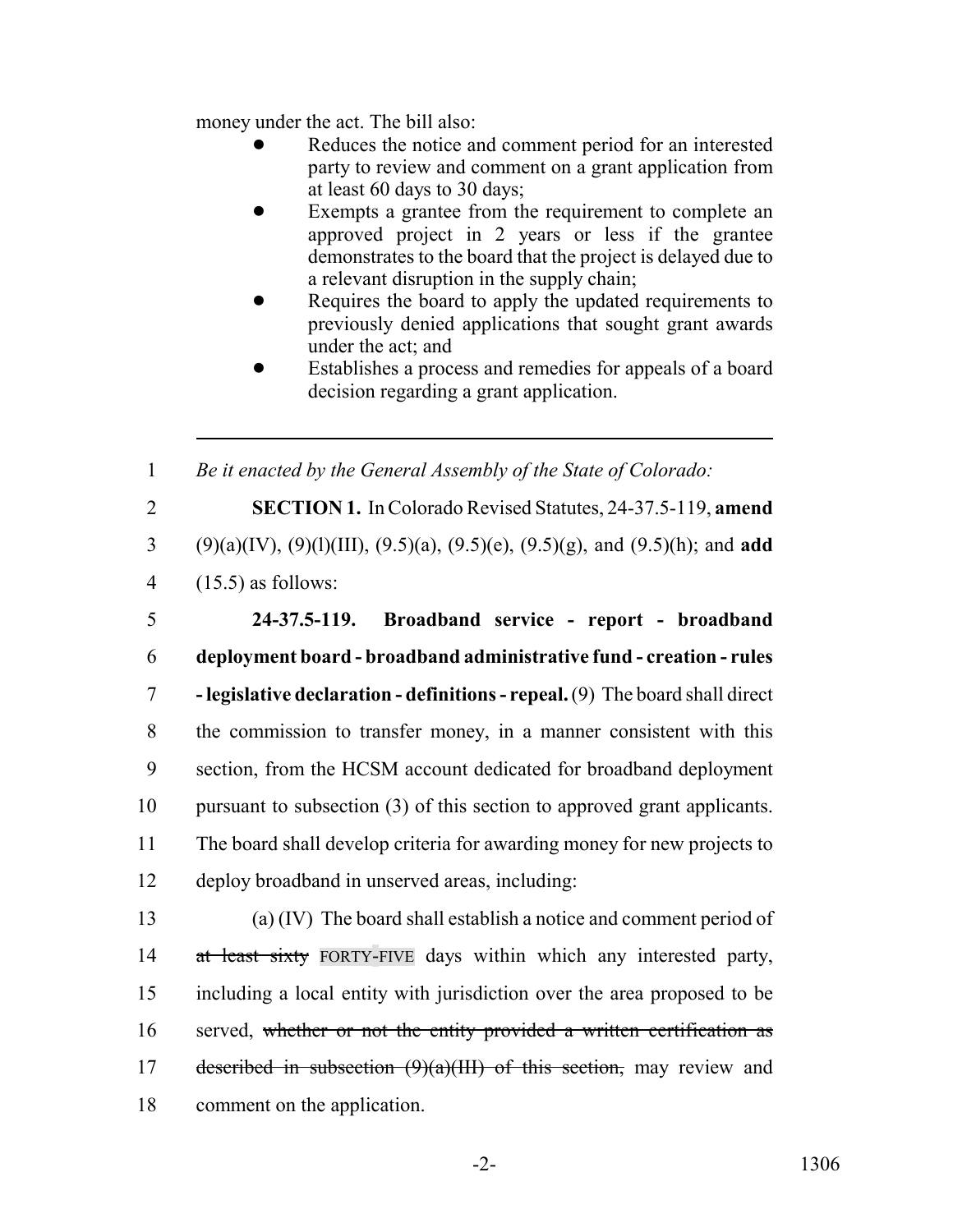money under the act. The bill also:

- Reduces the notice and comment period for an interested party to review and comment on a grant application from at least 60 days to 30 days;
- Exempts a grantee from the requirement to complete an approved project in 2 years or less if the grantee demonstrates to the board that the project is delayed due to a relevant disruption in the supply chain;
- Requires the board to apply the updated requirements to previously denied applications that sought grant awards under the act; and
- Establishes a process and remedies for appeals of a board decision regarding a grant application.

---

1 *Be it enacted by the General Assembly of the State of Colorado:*

2 **SECTION 1.** In Colorado Revised Statutes, 24-37.5-119, **amend**
3 (9)(a)(IV), (9)(l)(III), (9.5)(a), (9.5)(e), (9.5)(g), and (9.5)(h); and **add**
4 (15.5) as follows:

5 **24-37.5-119. Broadband service - report - broadband**
6 **deployment board - broadband administrative fund - creation - rules**
7 **- legislative declaration - definitions - repeal.** (9) The board shall direct
8 the commission to transfer money, in a manner consistent with this
9 section, from the HCSM account dedicated for broadband deployment
10 pursuant to subsection (3) of this section to approved grant applicants.
11 The board shall develop criteria for awarding money for new projects to
12 deploy broadband in unserved areas, including:

13 (a) (IV) The board shall establish a notice and comment period of
14 ~~at least sixty~~ FORTY-FIVE days within which any interested party,
15 including a local entity with jurisdiction over the area proposed to be
16 served, ~~whether or not the entity provided a written certification as~~
17 ~~described in subsection (9)(a)(III) of this section,~~ may review and
18 comment on the application.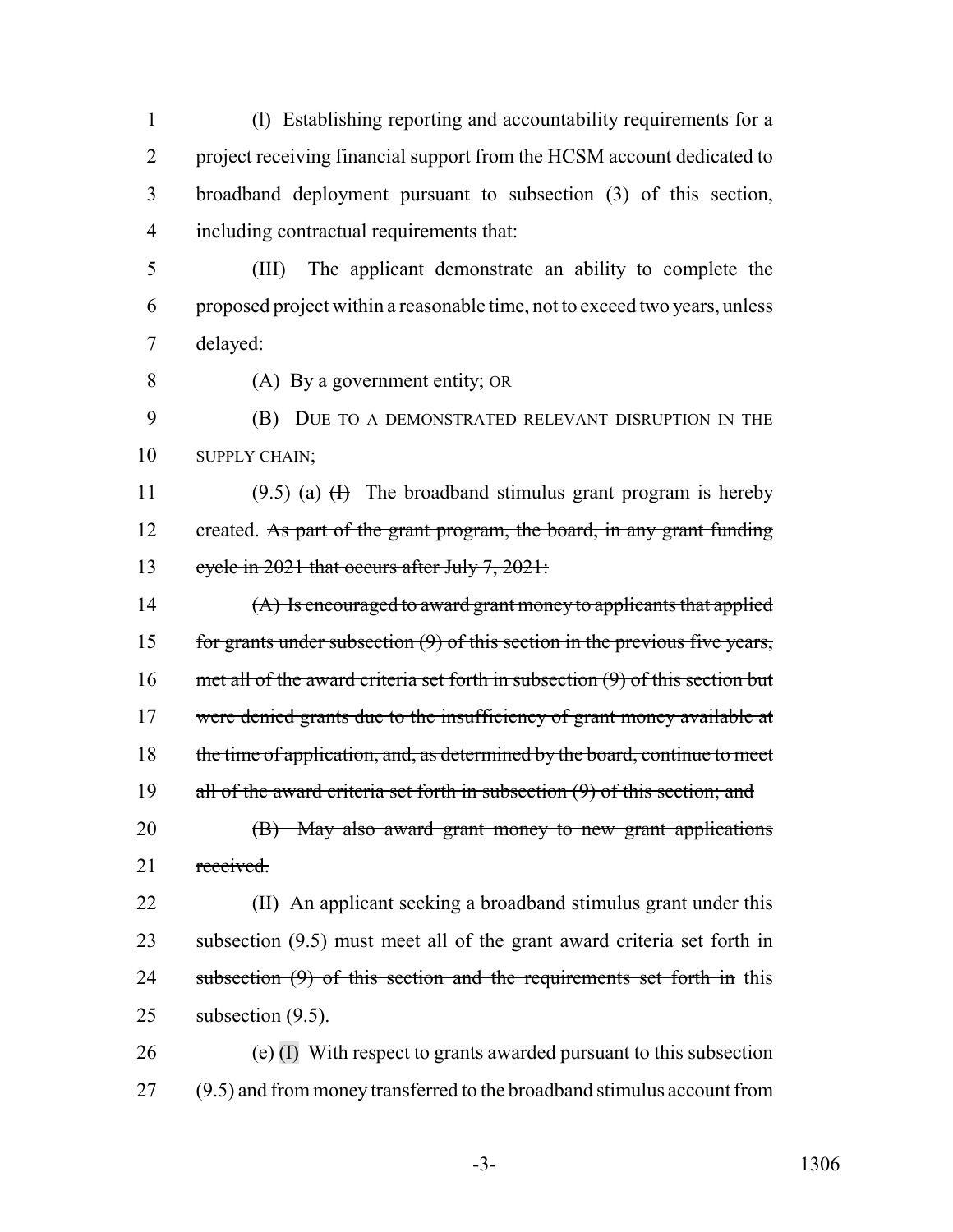(l) Establishing reporting and accountability requirements for a project receiving financial support from the HCSM account dedicated to broadband deployment pursuant to subsection (3) of this section, including contractual requirements that:

(III) The applicant demonstrate an ability to complete the proposed project within a reasonable time, not to exceed two years, unless delayed:

(A) By a government entity; OR

(B) DUE TO A DEMONSTRATED RELEVANT DISRUPTION IN THE SUPPLY CHAIN;

(9.5) (a) ~~(I)~~ The broadband stimulus grant program is hereby created. ~~As part of the grant program, the board, in any grant funding cycle in 2021 that occurs after July 7, 2021:~~

~~(A) Is encouraged to award grant money to applicants that applied for grants under subsection (9) of this section in the previous five years, met all of the award criteria set forth in subsection (9) of this section but were denied grants due to the insufficiency of grant money available at the time of application, and, as determined by the board, continue to meet all of the award criteria set forth in subsection (9) of this section; and~~

~~(B) May also award grant money to new grant applications received.~~

~~(II)~~ An applicant seeking a broadband stimulus grant under this subsection (9.5) must meet all of the grant award criteria set forth in ~~subsection (9) of this section and the requirements set forth in~~ this subsection (9.5).

(e) (I) With respect to grants awarded pursuant to this subsection (9.5) and from money transferred to the broadband stimulus account from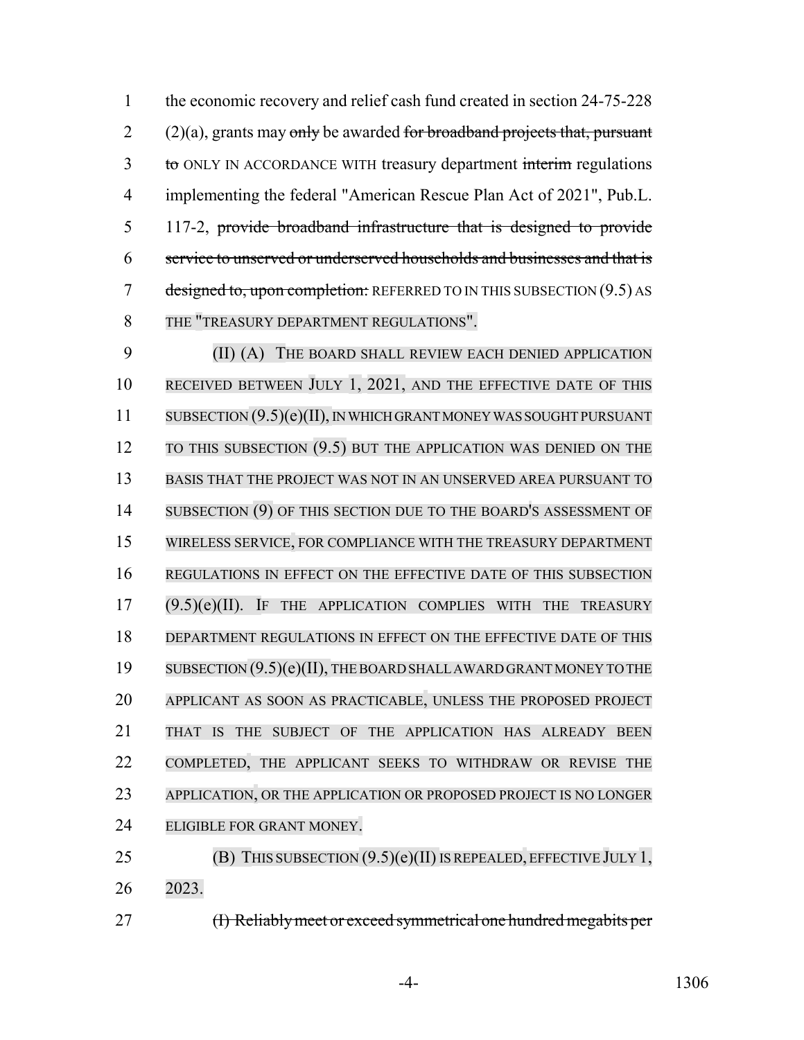the economic recovery and relief cash fund created in section 24-75-228 (2)(a), grants may ~~only~~ be awarded ~~for broadband projects that, pursuant to~~ ONLY IN ACCORDANCE WITH treasury department ~~interim~~ regulations implementing the federal "American Rescue Plan Act of 2021", Pub.L. 117-2, ~~provide broadband infrastructure that is designed to provide service to unserved or underserved households and businesses and that is designed to, upon completion:~~ REFERRED TO IN THIS SUBSECTION (9.5) AS THE "TREASURY DEPARTMENT REGULATIONS".

(II) (A) THE BOARD SHALL REVIEW EACH DENIED APPLICATION RECEIVED BETWEEN JULY 1, 2021, AND THE EFFECTIVE DATE OF THIS SUBSECTION (9.5)(e)(II), IN WHICH GRANT MONEY WAS SOUGHT PURSUANT TO THIS SUBSECTION (9.5) BUT THE APPLICATION WAS DENIED ON THE BASIS THAT THE PROJECT WAS NOT IN AN UNSERVED AREA PURSUANT TO SUBSECTION (9) OF THIS SECTION DUE TO THE BOARD'S ASSESSMENT OF WIRELESS SERVICE, FOR COMPLIANCE WITH THE TREASURY DEPARTMENT REGULATIONS IN EFFECT ON THE EFFECTIVE DATE OF THIS SUBSECTION (9.5)(e)(II). IF THE APPLICATION COMPLIES WITH THE TREASURY DEPARTMENT REGULATIONS IN EFFECT ON THE EFFECTIVE DATE OF THIS SUBSECTION (9.5)(e)(II), THE BOARD SHALL AWARD GRANT MONEY TO THE APPLICANT AS SOON AS PRACTICABLE, UNLESS THE PROPOSED PROJECT THAT IS THE SUBJECT OF THE APPLICATION HAS ALREADY BEEN COMPLETED, THE APPLICANT SEEKS TO WITHDRAW OR REVISE THE APPLICATION, OR THE APPLICATION OR PROPOSED PROJECT IS NO LONGER ELIGIBLE FOR GRANT MONEY.

(B) THIS SUBSECTION (9.5)(e)(II) IS REPEALED, EFFECTIVE JULY 1, 2023.

~~(I) Reliably meet or exceed symmetrical one hundred megabits per~~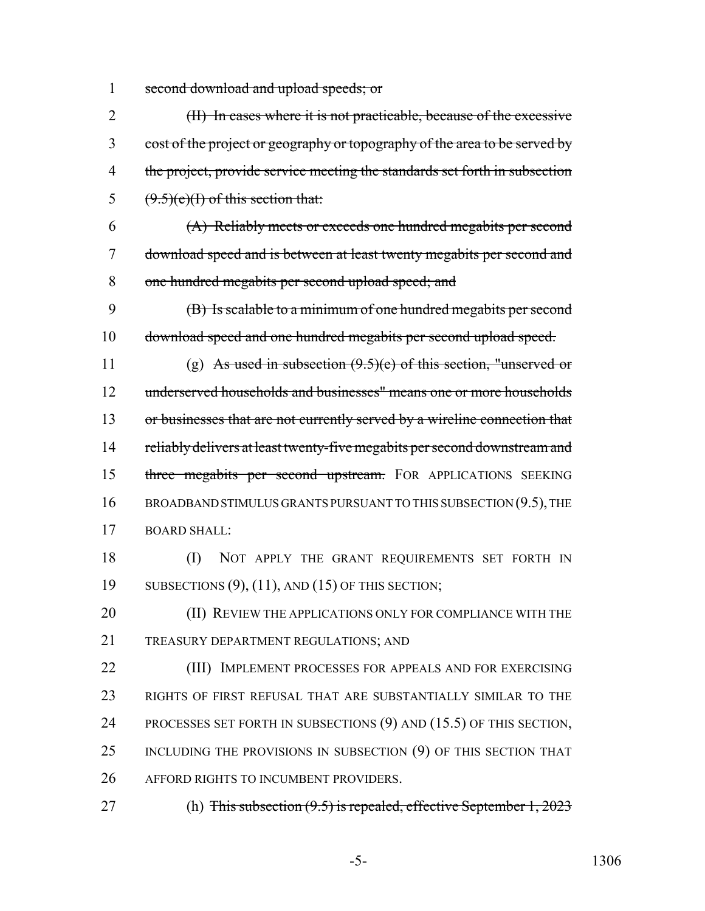~~second download and upload speeds; or~~

~~(II) In cases where it is not practicable, because of the excessive cost of the project or geography or topography of the area to be served by the project, provide service meeting the standards set forth in subsection (9.5)(e)(I) of this section that:~~

~~(A) Reliably meets or exceeds one hundred megabits per second download speed and is between at least twenty megabits per second and one hundred megabits per second upload speed; and~~

~~(B) Is scalable to a minimum of one hundred megabits per second download speed and one hundred megabits per second upload speed.~~

(g) ~~As used in subsection (9.5)(e) of this section, "unserved or underserved households and businesses" means one or more households or businesses that are not currently served by a wireline connection that reliably delivers at least twenty-five megabits per second downstream and three megabits per second upstream.~~ FOR APPLICATIONS SEEKING BROADBAND STIMULUS GRANTS PURSUANT TO THIS SUBSECTION (9.5), THE BOARD SHALL:

(I) NOT APPLY THE GRANT REQUIREMENTS SET FORTH IN SUBSECTIONS (9), (11), AND (15) OF THIS SECTION;

(II) REVIEW THE APPLICATIONS ONLY FOR COMPLIANCE WITH THE TREASURY DEPARTMENT REGULATIONS; AND

(III) IMPLEMENT PROCESSES FOR APPEALS AND FOR EXERCISING RIGHTS OF FIRST REFUSAL THAT ARE SUBSTANTIALLY SIMILAR TO THE PROCESSES SET FORTH IN SUBSECTIONS (9) AND (15.5) OF THIS SECTION, INCLUDING THE PROVISIONS IN SUBSECTION (9) OF THIS SECTION THAT AFFORD RIGHTS TO INCUMBENT PROVIDERS.

(h) ~~This subsection (9.5) is repealed, effective September 1, 2023~~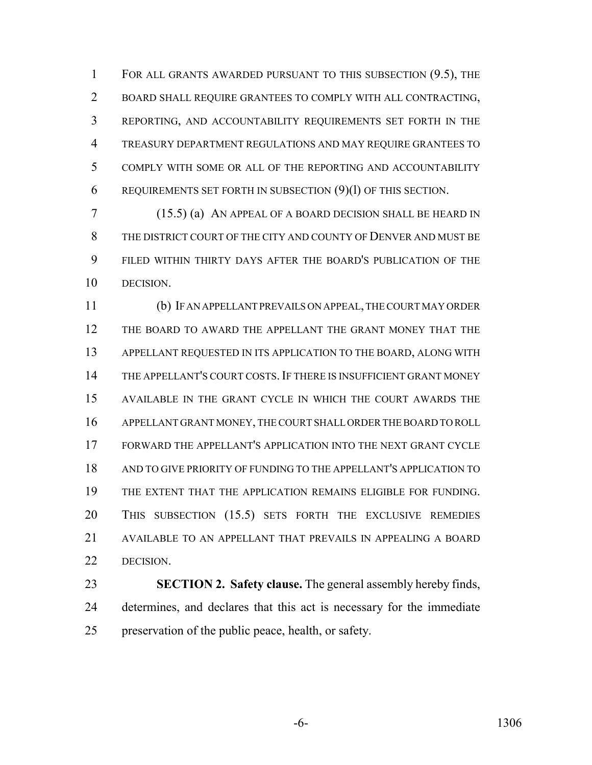FOR ALL GRANTS AWARDED PURSUANT TO THIS SUBSECTION (9.5), THE BOARD SHALL REQUIRE GRANTEES TO COMPLY WITH ALL CONTRACTING, REPORTING, AND ACCOUNTABILITY REQUIREMENTS SET FORTH IN THE TREASURY DEPARTMENT REGULATIONS AND MAY REQUIRE GRANTEES TO COMPLY WITH SOME OR ALL OF THE REPORTING AND ACCOUNTABILITY REQUIREMENTS SET FORTH IN SUBSECTION (9)(l) OF THIS SECTION.

(15.5) (a) AN APPEAL OF A BOARD DECISION SHALL BE HEARD IN THE DISTRICT COURT OF THE CITY AND COUNTY OF DENVER AND MUST BE FILED WITHIN THIRTY DAYS AFTER THE BOARD'S PUBLICATION OF THE DECISION.

(b) IF AN APPELLANT PREVAILS ON APPEAL, THE COURT MAY ORDER THE BOARD TO AWARD THE APPELLANT THE GRANT MONEY THAT THE APPELLANT REQUESTED IN ITS APPLICATION TO THE BOARD, ALONG WITH THE APPELLANT'S COURT COSTS. IF THERE IS INSUFFICIENT GRANT MONEY AVAILABLE IN THE GRANT CYCLE IN WHICH THE COURT AWARDS THE APPELLANT GRANT MONEY, THE COURT SHALL ORDER THE BOARD TO ROLL FORWARD THE APPELLANT'S APPLICATION INTO THE NEXT GRANT CYCLE AND TO GIVE PRIORITY OF FUNDING TO THE APPELLANT'S APPLICATION TO THE EXTENT THAT THE APPLICATION REMAINS ELIGIBLE FOR FUNDING. THIS SUBSECTION (15.5) SETS FORTH THE EXCLUSIVE REMEDIES AVAILABLE TO AN APPELLANT THAT PREVAILS IN APPEALING A BOARD DECISION.

**SECTION 2. Safety clause.** The general assembly hereby finds, determines, and declares that this act is necessary for the immediate preservation of the public peace, health, or safety.